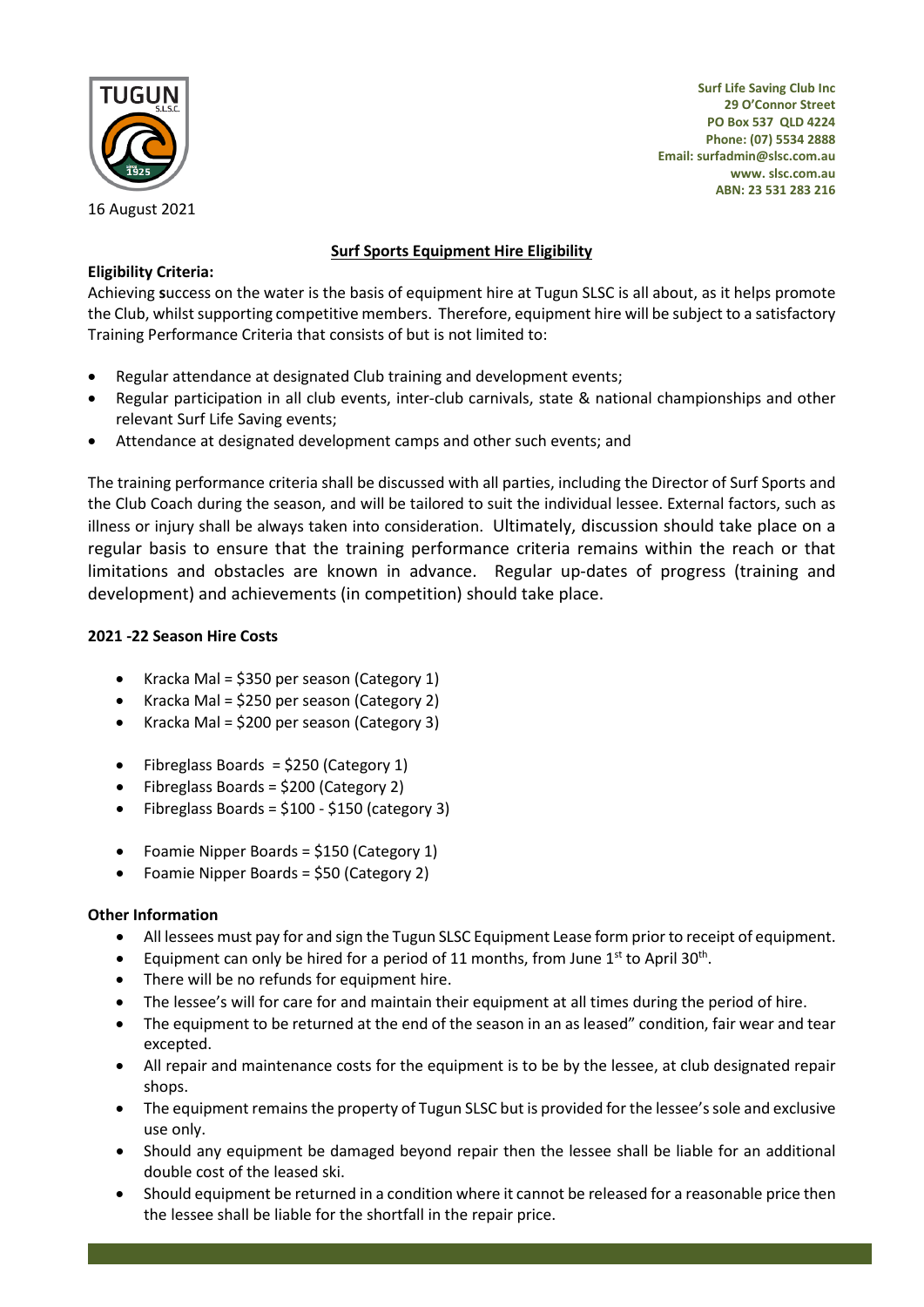Surf Life Saving Club Inc
29 O'Connor Street
PO Box 537 QLD 4224
Phone: (07) 5534 2888
Email: surfadmin@slsc.com.au
www. slsc.com.au
ABN: 23 531 283 216

16 August 2021

## Surf Sports Equipment Hire Eligibility

**Eligibility Criteria:**

Achieving **s**uccess on the water is the basis of equipment hire at Tugun SLSC is all about, as it helps promote the Club, whilst supporting competitive members. Therefore, equipment hire will be subject to a satisfactory Training Performance Criteria that consists of but is not limited to:

- Regular attendance at designated Club training and development events;
- Regular participation in all club events, inter-club carnivals, state & national championships and other relevant Surf Life Saving events;
- Attendance at designated development camps and other such events; and

The training performance criteria shall be discussed with all parties, including the Director of Surf Sports and the Club Coach during the season, and will be tailored to suit the individual lessee. External factors, such as illness or injury shall be always taken into consideration. Ultimately, discussion should take place on a regular basis to ensure that the training performance criteria remains within the reach or that limitations and obstacles are known in advance. Regular up-dates of progress (training and development) and achievements (in competition) should take place.

**2021 -22 Season Hire Costs**

- Kracka Mal = $350 per season (Category 1)
- Kracka Mal = $250 per season (Category 2)
- Kracka Mal = $200 per season (Category 3)

- Fibreglass Boards = $250 (Category 1)
- Fibreglass Boards = $200 (Category 2)
- Fibreglass Boards = $100 - $150 (category 3)

- Foamie Nipper Boards = $150 (Category 1)
- Foamie Nipper Boards = $50 (Category 2)

**Other Information**

- All lessees must pay for and sign the Tugun SLSC Equipment Lease form prior to receipt of equipment.
- Equipment can only be hired for a period of 11 months, from June 1st to April 30th.
- There will be no refunds for equipment hire.
- The lessee's will for care for and maintain their equipment at all times during the period of hire.
- The equipment to be returned at the end of the season in an as leased" condition, fair wear and tear excepted.
- All repair and maintenance costs for the equipment is to be by the lessee, at club designated repair shops.
- The equipment remains the property of Tugun SLSC but is provided for the lessee's sole and exclusive use only.
- Should any equipment be damaged beyond repair then the lessee shall be liable for an additional double cost of the leased ski.
- Should equipment be returned in a condition where it cannot be released for a reasonable price then the lessee shall be liable for the shortfall in the repair price.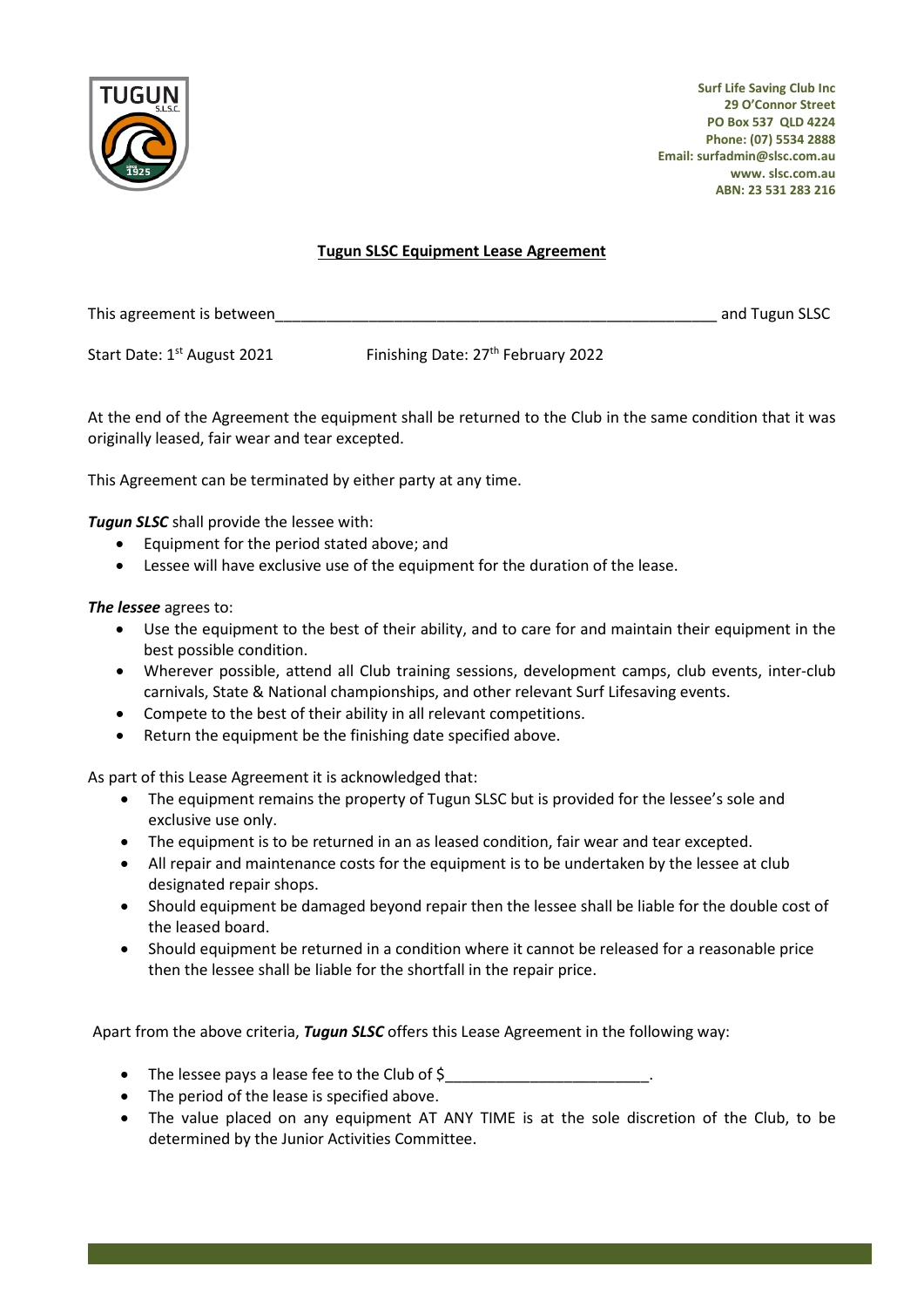Surf Life Saving Club Inc
29 O'Connor Street
PO Box 537 QLD 4224
Phone: (07) 5534 2888
Email: surfadmin@slsc.com.au
www. slsc.com.au
ABN: 23 531 283 216

**Tugun SLSC Equipment Lease Agreement**

This agreement is between_____________________________________________________ and Tugun SLSC

Start Date: 1st August 2021 Finishing Date: 27th February 2022

At the end of the Agreement the equipment shall be returned to the Club in the same condition that it was originally leased, fair wear and tear excepted.

This Agreement can be terminated by either party at any time.

***Tugun SLSC*** shall provide the lessee with:

- Equipment for the period stated above; and
- Lessee will have exclusive use of the equipment for the duration of the lease.

***The lessee*** agrees to:

- Use the equipment to the best of their ability, and to care for and maintain their equipment in the best possible condition.
- Wherever possible, attend all Club training sessions, development camps, club events, inter-club carnivals, State & National championships, and other relevant Surf Lifesaving events.
- Compete to the best of their ability in all relevant competitions.
- Return the equipment be the finishing date specified above.

As part of this Lease Agreement it is acknowledged that:

- The equipment remains the property of Tugun SLSC but is provided for the lessee's sole and exclusive use only.
- The equipment is to be returned in an as leased condition, fair wear and tear excepted.
- All repair and maintenance costs for the equipment is to be undertaken by the lessee at club designated repair shops.
- Should equipment be damaged beyond repair then the lessee shall be liable for the double cost of the leased board.
- Should equipment be returned in a condition where it cannot be released for a reasonable price then the lessee shall be liable for the shortfall in the repair price.

Apart from the above criteria, ***Tugun SLSC*** offers this Lease Agreement in the following way:

- The lessee pays a lease fee to the Club of $________________________.
- The period of the lease is specified above.
- The value placed on any equipment AT ANY TIME is at the sole discretion of the Club, to be determined by the Junior Activities Committee.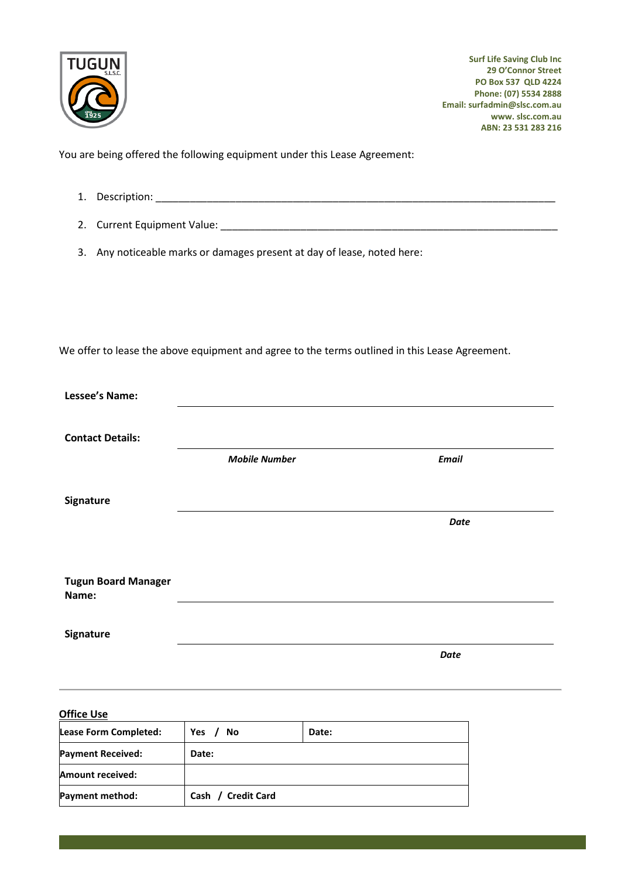TUGUN S.L.S.C. 1925

**Surf Life Saving Club Inc**
**29 O'Connor Street**
**PO Box 537 QLD 4224**
**Phone: (07) 5534 2888**
**Email: surfadmin@slsc.com.au**
**www. slsc.com.au**
**ABN: 23 531 283 216**

You are being offered the following equipment under this Lease Agreement:

1. Description: ______________________________________________________________________
2. Current Equipment Value: ______________________________________________________________
3. Any noticeable marks or damages present at day of lease, noted here:

We offer to lease the above equipment and agree to the terms outlined in this Lease Agreement.

**Lessee's Name:** ______________________________________________

**Contact Details:** ______________________________________________

***Mobile Number*** ***Email***

**Signature** ______________________________________________

***Date***

**Tugun Board Manager Name:** ______________________________________________

**Signature** ______________________________________________

***Date***

---

**Office Use**

| | | |
|---|---|---|
| **Lease Form Completed:** | **Yes / No** | **Date:** |
| **Payment Received:** | **Date:** | |
| **Amount received:** | | |
| **Payment method:** | **Cash / Credit Card** | |